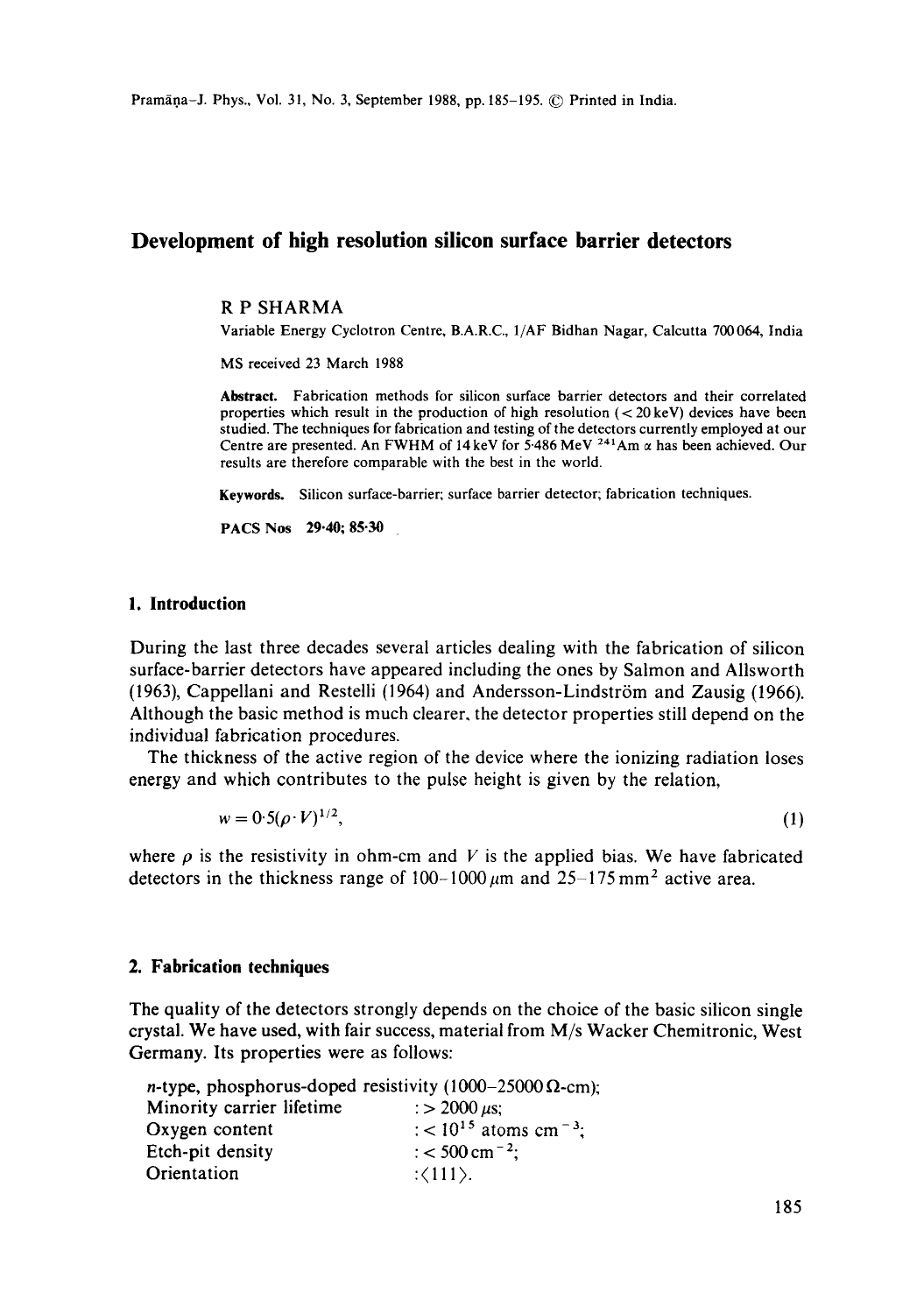# Development of high resolution silicon surface barrier detectors

R P SHARMA

Variable Energy Cyclotron Centre, B.A.R.C., 1/AF Bidhan Nagar, Calcutta 700064, India

MS received 23 March 1988

**Abstract.** Fabrication methods for silicon surface barrier detectors and their correlated properties which result in the production of high resolution (< 20 keV) devices have been studied. The techniques for fabrication and testing of the detectors currently employed at our Centre are presented. An FWHM of 14 keV for 5·486 MeV $^{241}$Am $\alpha$ has been achieved. Our results are therefore comparable with the best in the world.

**Keywords.** Silicon surface-barrier; surface barrier detector; fabrication techniques.

**PACS Nos** 29·40; 85·30

## 1. Introduction

During the last three decades several articles dealing with the fabrication of silicon surface-barrier detectors have appeared including the ones by Salmon and Allsworth (1963), Cappellani and Restelli (1964) and Andersson-Lindström and Zausig (1966). Although the basic method is much clearer, the detector properties still depend on the individual fabrication procedures.

The thickness of the active region of the device where the ionizing radiation loses energy and which contributes to the pulse height is given by the relation,

$$w = 0{\cdot}5(\rho \cdot V)^{1/2}, \tag{1}$$

where $\rho$ is the resistivity in ohm-cm and $V$ is the applied bias. We have fabricated detectors in the thickness range of 100–1000 $\mu$m and 25–175 mm$^2$ active area.

## 2. Fabrication techniques

The quality of the detectors strongly depends on the choice of the basic silicon single crystal. We have used, with fair success, material from M/s Wacker Chemitronic, West Germany. Its properties were as follows:

$n$-type, phosphorus-doped resistivity (1000–25000 $\Omega$-cm);
Minority carrier lifetime : > 2000 $\mu$s;
Oxygen content : < $10^{15}$ atoms cm$^{-3}$;
Etch-pit density : < 500 cm$^{-2}$;
Orientation : $\langle 111 \rangle$.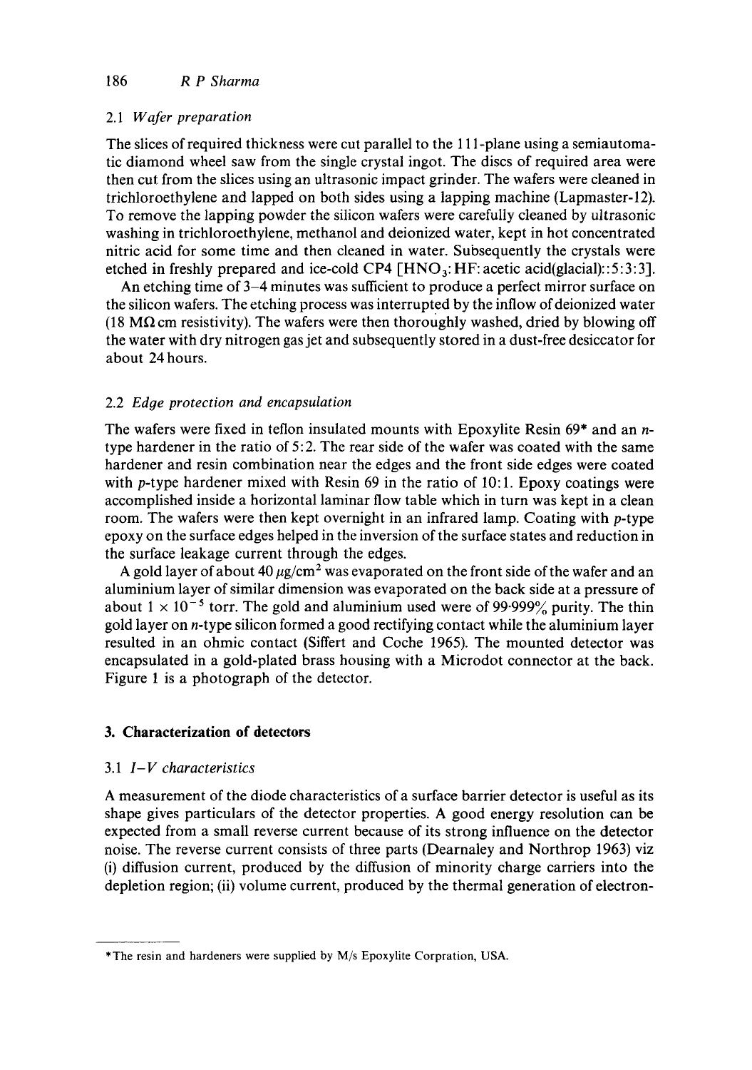### 2.1 *Wafer preparation*

The slices of required thickness were cut parallel to the 111-plane using a semiautomatic diamond wheel saw from the single crystal ingot. The discs of required area were then cut from the slices using an ultrasonic impact grinder. The wafers were cleaned in trichloroethylene and lapped on both sides using a lapping machine (Lapmaster-12). To remove the lapping powder the silicon wafers were carefully cleaned by ultrasonic washing in trichloroethylene, methanol and deionized water, kept in hot concentrated nitric acid for some time and then cleaned in water. Subsequently the crystals were etched in freshly prepared and ice-cold CP4 [$HNO_3$: HF: acetic acid(glacial)::5:3:3].

An etching time of 3–4 minutes was sufficient to produce a perfect mirror surface on the silicon wafers. The etching process was interrupted by the inflow of deionized water (18 MΩ cm resistivity). The wafers were then thoroughly washed, dried by blowing off the water with dry nitrogen gas jet and subsequently stored in a dust-free desiccator for about 24 hours.

### 2.2 *Edge protection and encapsulation*

The wafers were fixed in teflon insulated mounts with Epoxylite Resin 69* and an *n*-type hardener in the ratio of 5:2. The rear side of the wafer was coated with the same hardener and resin combination near the edges and the front side edges were coated with *p*-type hardener mixed with Resin 69 in the ratio of 10:1. Epoxy coatings were accomplished inside a horizontal laminar flow table which in turn was kept in a clean room. The wafers were then kept overnight in an infrared lamp. Coating with *p*-type epoxy on the surface edges helped in the inversion of the surface states and reduction in the surface leakage current through the edges.

A gold layer of about 40 $\mu g/cm^2$ was evaporated on the front side of the wafer and an aluminium layer of similar dimension was evaporated on the back side at a pressure of about $1 \times 10^{-5}$ torr. The gold and aluminium used were of 99·999% purity. The thin gold layer on *n*-type silicon formed a good rectifying contact while the aluminium layer resulted in an ohmic contact (Siffert and Coche 1965). The mounted detector was encapsulated in a gold-plated brass housing with a Microdot connector at the back. Figure 1 is a photograph of the detector.

## 3. Characterization of detectors

### 3.1 *I–V characteristics*

A measurement of the diode characteristics of a surface barrier detector is useful as its shape gives particulars of the detector properties. A good energy resolution can be expected from a small reverse current because of its strong influence on the detector noise. The reverse current consists of three parts (Dearnaley and Northrop 1963) viz (i) diffusion current, produced by the diffusion of minority charge carriers into the depletion region; (ii) volume current, produced by the thermal generation of electron-

*The resin and hardeners were supplied by M/s Epoxylite Corpration, USA.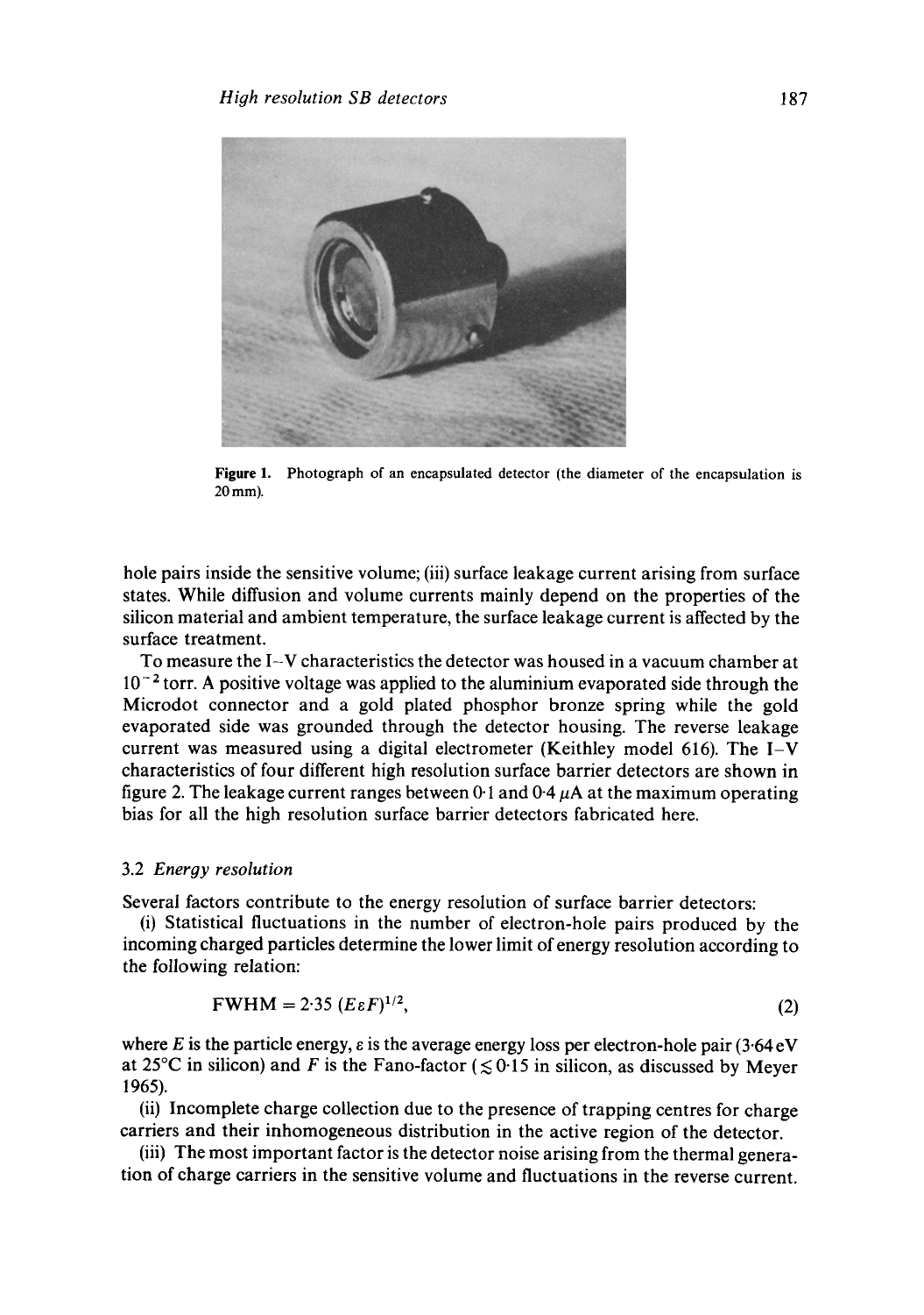Figure 1. Photograph of an encapsulated detector (the diameter of the encapsulation is 20 mm).

hole pairs inside the sensitive volume; (iii) surface leakage current arising from surface states. While diffusion and volume currents mainly depend on the properties of the silicon material and ambient temperature, the surface leakage current is affected by the surface treatment.

To measure the I–V characteristics the detector was housed in a vacuum chamber at $10^{-2}$ torr. A positive voltage was applied to the aluminium evaporated side through the Microdot connector and a gold plated phosphor bronze spring while the gold evaporated side was grounded through the detector housing. The reverse leakage current was measured using a digital electrometer (Keithley model 616). The I–V characteristics of four different high resolution surface barrier detectors are shown in figure 2. The leakage current ranges between 0·1 and 0·4 $\mu$A at the maximum operating bias for all the high resolution surface barrier detectors fabricated here.

### 3.2 *Energy resolution*

Several factors contribute to the energy resolution of surface barrier detectors:

(i) Statistical fluctuations in the number of electron-hole pairs produced by the incoming charged particles determine the lower limit of energy resolution according to the following relation:

$$\mathrm{FWHM} = 2{\cdot}35\,(E\varepsilon F)^{1/2}, \tag{2}$$

where $E$ is the particle energy, $\varepsilon$ is the average energy loss per electron-hole pair (3·64 eV at 25°C in silicon) and $F$ is the Fano-factor ($\lesssim 0{\cdot}15$ in silicon, as discussed by Meyer 1965).

(ii) Incomplete charge collection due to the presence of trapping centres for charge carriers and their inhomogeneous distribution in the active region of the detector.

(iii) The most important factor is the detector noise arising from the thermal generation of charge carriers in the sensitive volume and fluctuations in the reverse current.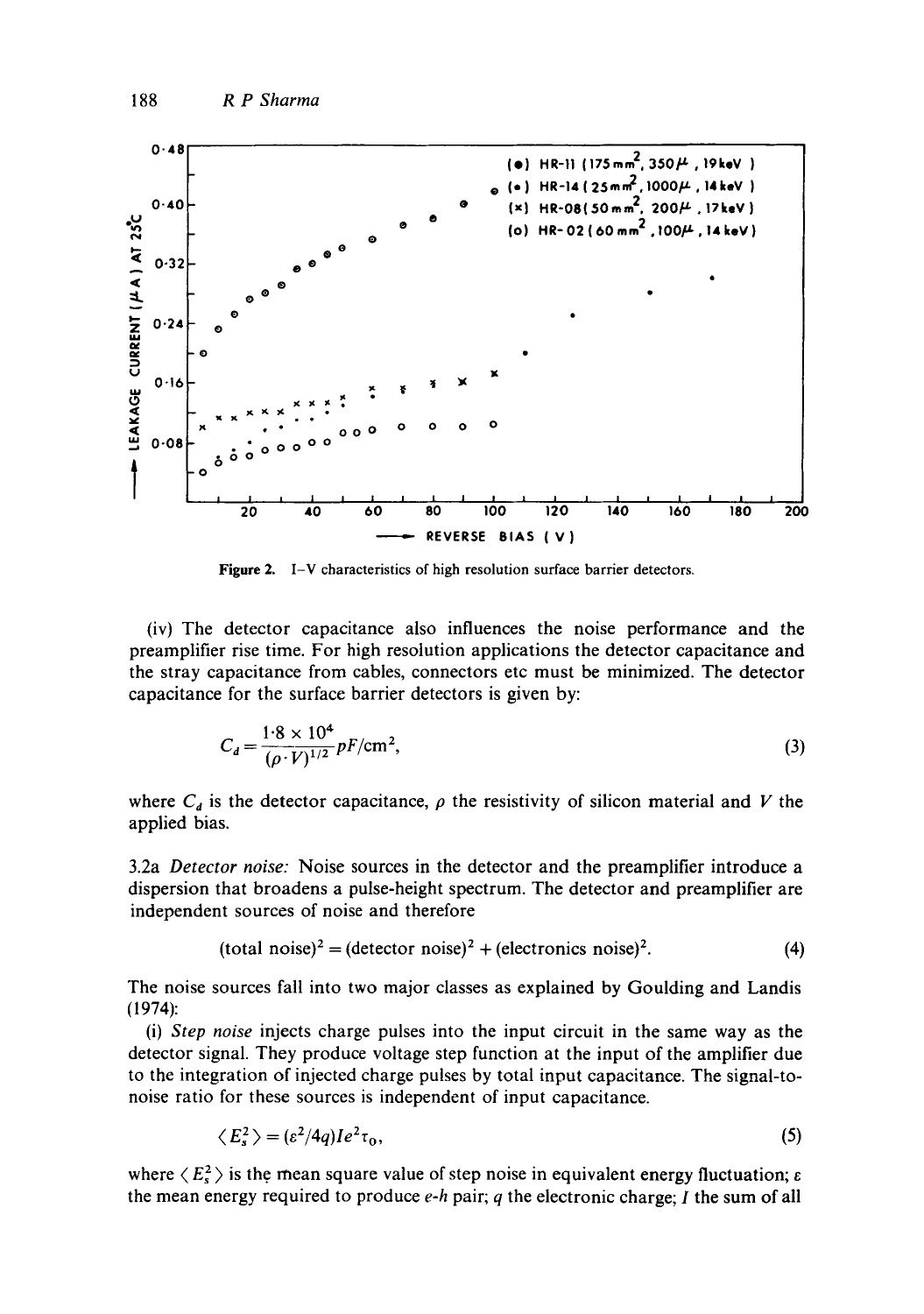Figure 2. I–V characteristics of high resolution surface barrier detectors.

(iv) The detector capacitance also influences the noise performance and the preamplifier rise time. For high resolution applications the detector capacitance and the stray capacitance from cables, connectors etc must be minimized. The detector capacitance for the surface barrier detectors is given by:

$$C_d = \frac{1{\cdot}8 \times 10^4}{(\rho \cdot V)^{1/2}} pF/\text{cm}^2, \tag{3}$$

where $C_d$ is the detector capacitance, $\rho$ the resistivity of silicon material and $V$ the applied bias.

3.2a *Detector noise:* Noise sources in the detector and the preamplifier introduce a dispersion that broadens a pulse-height spectrum. The detector and preamplifier are independent sources of noise and therefore

$$(\text{total noise})^2 = (\text{detector noise})^2 + (\text{electronics noise})^2. \tag{4}$$

The noise sources fall into two major classes as explained by Goulding and Landis (1974):

(i) *Step noise* injects charge pulses into the input circuit in the same way as the detector signal. They produce voltage step function at the input of the amplifier due to the integration of injected charge pulses by total input capacitance. The signal-to-noise ratio for these sources is independent of input capacitance.

$$\langle E_s^2 \rangle = (\varepsilon^2/4q) I e^2 \tau_0, \tag{5}$$

where $\langle E_s^2 \rangle$ is the mean square value of step noise in equivalent energy fluctuation; $\varepsilon$ the mean energy required to produce *e-h* pair; $q$ the electronic charge; $I$ the sum of all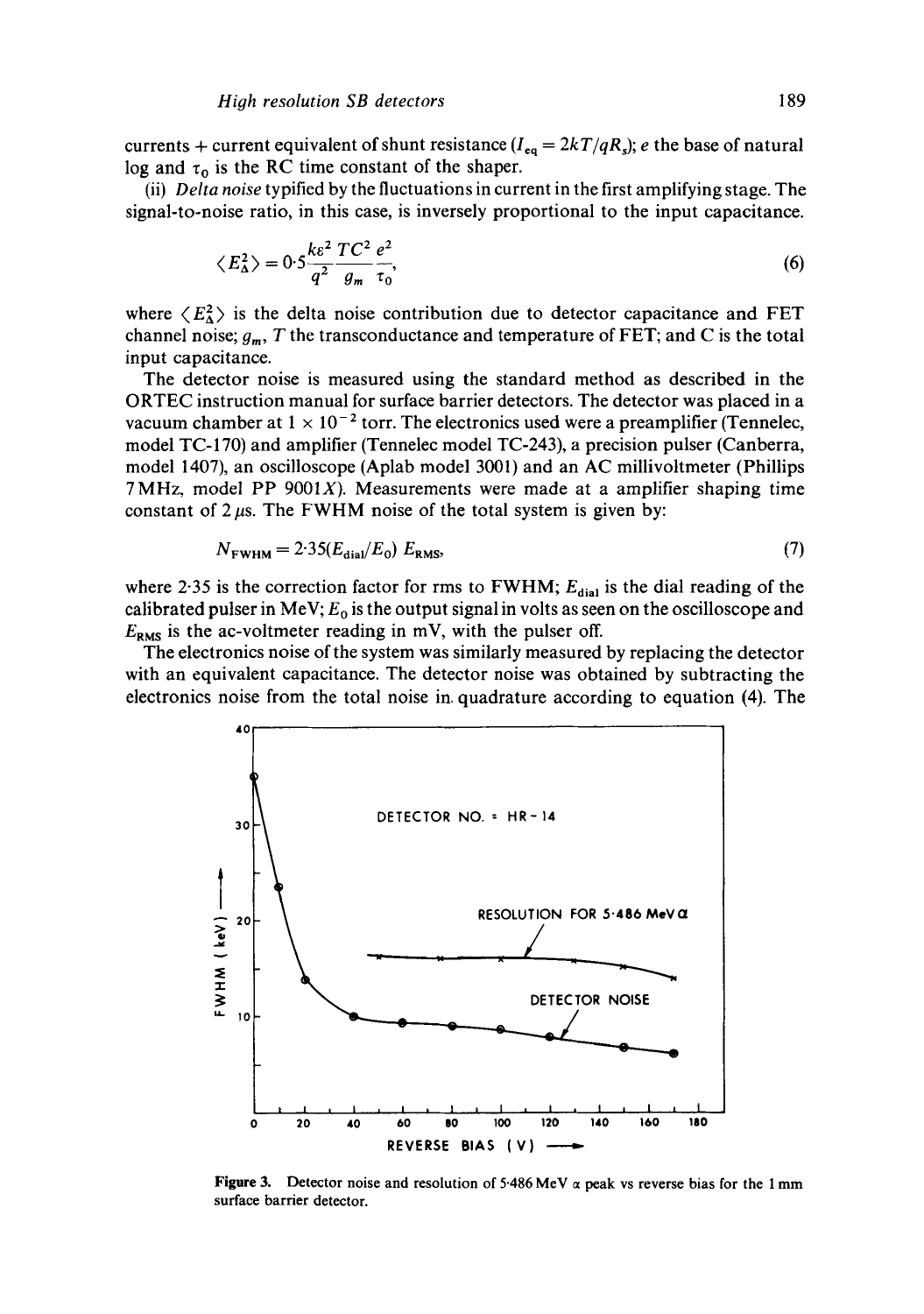currents + current equivalent of shunt resistance ($I_{eq} = 2kT/qR_s$); $e$ the base of natural log and $\tau_0$ is the RC time constant of the shaper.

(ii) *Delta noise* typified by the fluctuations in current in the first amplifying stage. The signal-to-noise ratio, in this case, is inversely proportional to the input capacitance.

$$\langle E_{\Delta}^2 \rangle = 0{\cdot}5 \frac{k\varepsilon^2}{q^2} \frac{TC^2}{g_m} \frac{e^2}{\tau_0}, \tag{6}$$

where $\langle E_{\Delta}^2 \rangle$ is the delta noise contribution due to detector capacitance and FET channel noise; $g_m$, $T$ the transconductance and temperature of FET; and C is the total input capacitance.

The detector noise is measured using the standard method as described in the ORTEC instruction manual for surface barrier detectors. The detector was placed in a vacuum chamber at $1 \times 10^{-2}$ torr. The electronics used were a preamplifier (Tennelec, model TC-170) and amplifier (Tennelec model TC-243), a precision pulser (Canberra, model 1407), an oscilloscope (Aplab model 3001) and an AC millivoltmeter (Phillips 7 MHz, model PP 9001$X$). Measurements were made at a amplifier shaping time constant of 2 $\mu$s. The FWHM noise of the total system is given by:

$$N_{\text{FWHM}} = 2{\cdot}35(E_{\text{dial}}/E_0)\, E_{\text{RMS}}, \tag{7}$$

where 2·35 is the correction factor for rms to FWHM; $E_{\text{dial}}$ is the dial reading of the calibrated pulser in MeV; $E_0$ is the output signal in volts as seen on the oscilloscope and $E_{\text{RMS}}$ is the ac-voltmeter reading in mV, with the pulser off.

The electronics noise of the system was similarly measured by replacing the detector with an equivalent capacitance. The detector noise was obtained by subtracting the electronics noise from the total noise in quadrature according to equation (4). The

**Figure 3.** Detector noise and resolution of 5·486 MeV $\alpha$ peak vs reverse bias for the 1 mm surface barrier detector.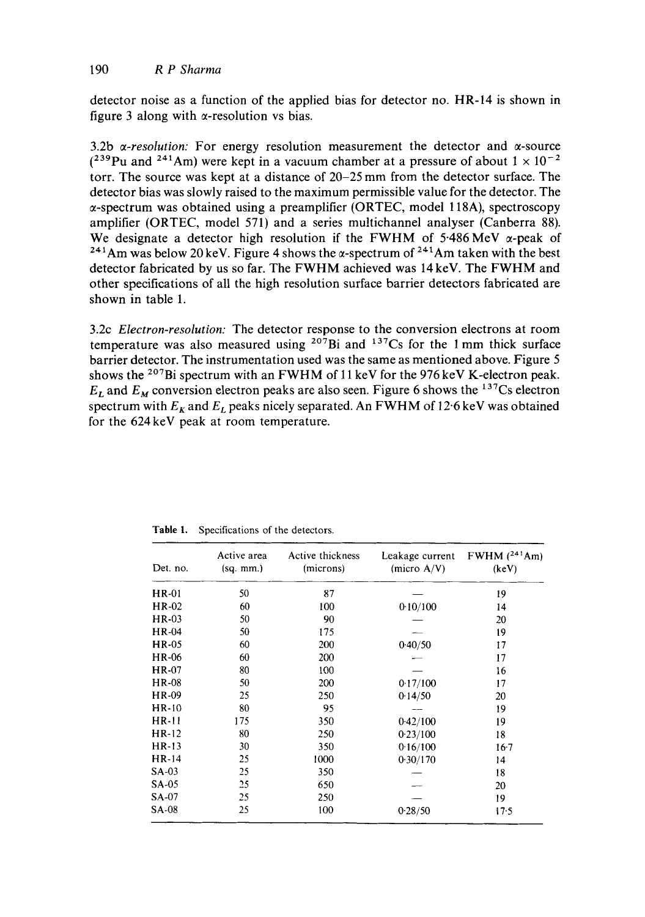detector noise as a function of the applied bias for detector no. HR-14 is shown in figure 3 along with α-resolution vs bias.

3.2b *α-resolution:* For energy resolution measurement the detector and α-source ($^{239}Pu$ and $^{241}Am$) were kept in a vacuum chamber at a pressure of about $1 \times 10^{-2}$ torr. The source was kept at a distance of 20–25 mm from the detector surface. The detector bias was slowly raised to the maximum permissible value for the detector. The α-spectrum was obtained using a preamplifier (ORTEC, model 118A), spectroscopy amplifier (ORTEC, model 571) and a series multichannel analyser (Canberra 88). We designate a detector high resolution if the FWHM of 5·486 MeV α-peak of $^{241}Am$ was below 20 keV. Figure 4 shows the α-spectrum of $^{241}Am$ taken with the best detector fabricated by us so far. The FWHM achieved was 14 keV. The FWHM and other specifications of all the high resolution surface barrier detectors fabricated are shown in table 1.

3.2c *Electron-resolution:* The detector response to the conversion electrons at room temperature was also measured using $^{207}Bi$ and $^{137}Cs$ for the 1 mm thick surface barrier detector. The instrumentation used was the same as mentioned above. Figure 5 shows the $^{207}Bi$ spectrum with an FWHM of 11 keV for the 976 keV K-electron peak. $E_L$ and $E_M$ conversion electron peaks are also seen. Figure 6 shows the $^{137}Cs$ electron spectrum with $E_K$ and $E_L$ peaks nicely separated. An FWHM of 12·6 keV was obtained for the 624 keV peak at room temperature.

**Table 1.** Specifications of the detectors.

| Det. no. | Active area (sq. mm.) | Active thickness (microns) | Leakage current (micro A/V) | FWHM ($^{241}Am$) (keV) |
|---|---|---|---|---|
| HR-01 | 50 | 87 | — | 19 |
| HR-02 | 60 | 100 | 0·10/100 | 14 |
| HR-03 | 50 | 90 | — | 20 |
| HR-04 | 50 | 175 | — | 19 |
| HR-05 | 60 | 200 | 0·40/50 | 17 |
| HR-06 | 60 | 200 | — | 17 |
| HR-07 | 80 | 100 | — | 16 |
| HR-08 | 50 | 200 | 0·17/100 | 17 |
| HR-09 | 25 | 250 | 0·14/50 | 20 |
| HR-10 | 80 | 95 | — | 19 |
| HR-11 | 175 | 350 | 0·42/100 | 19 |
| HR-12 | 80 | 250 | 0·23/100 | 18 |
| HR-13 | 30 | 350 | 0·16/100 | 16·7 |
| HR-14 | 25 | 1000 | 0·30/170 | 14 |
| SA-03 | 25 | 350 | — | 18 |
| SA-05 | 25 | 650 | — | 20 |
| SA-07 | 25 | 250 | — | 19 |
| SA-08 | 25 | 100 | 0·28/50 | 17·5 |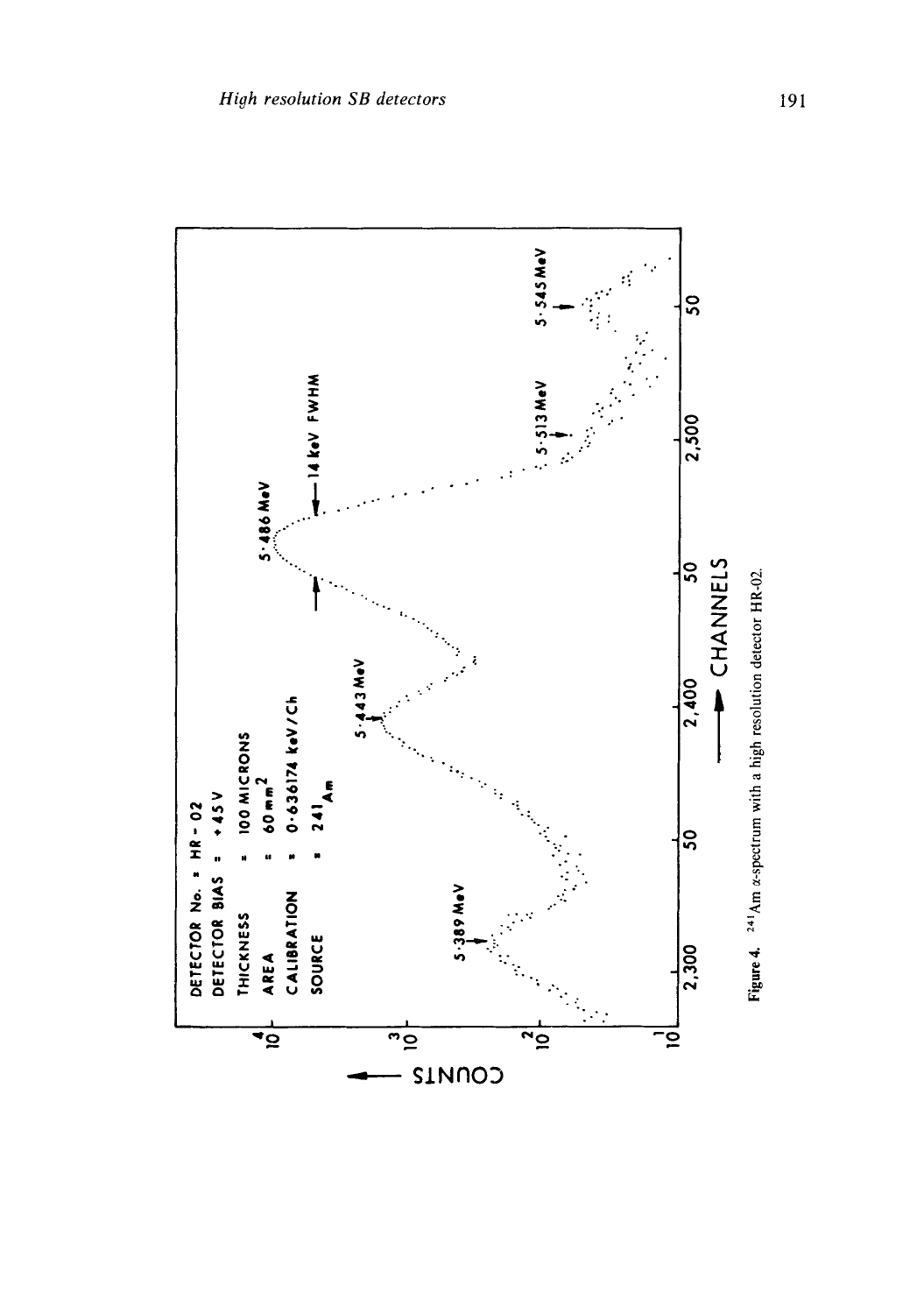**Figure 4.** $^{241}$Am $\alpha$-spectrum with a high resolution detector HR-02.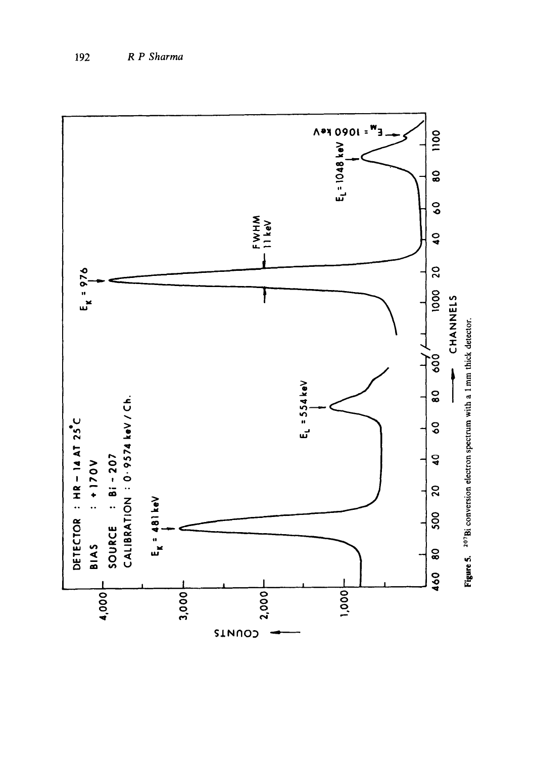**Figure 5.** $^{207}$Bi conversion electron spectrum with a 1 mm thick detector.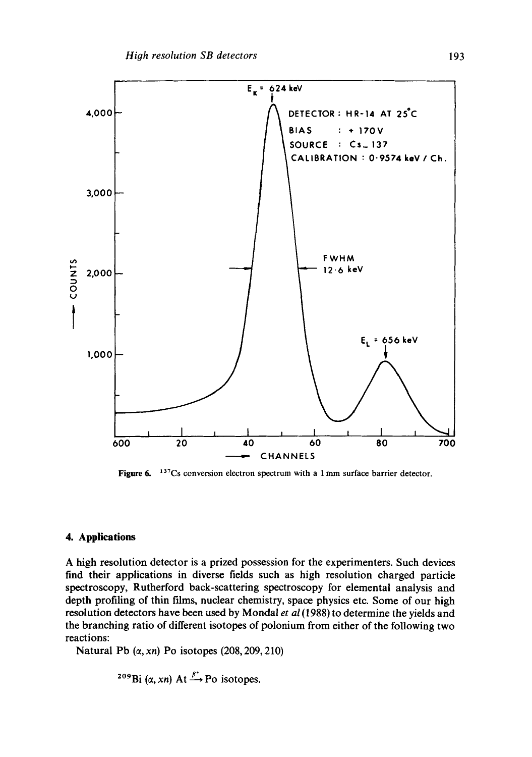Figure 6. $^{137}Cs$ conversion electron spectrum with a 1 mm surface barrier detector.

## 4. Applications

A high resolution detector is a prized possession for the experimenters. Such devices find their applications in diverse fields such as high resolution charged particle spectroscopy, Rutherford back-scattering spectroscopy for elemental analysis and depth profiling of thin films, nuclear chemistry, space physics etc. Some of our high resolution detectors have been used by Mondal *et al* (1988) to determine the yields and the branching ratio of different isotopes of polonium from either of the following two reactions:

Natural Pb $(\alpha, xn)$ Po isotopes (208, 209, 210)

$$^{209}\text{Bi}\ (\alpha, xn)\ \text{At} \xrightarrow{\beta^{+}} \text{Po isotopes.}$$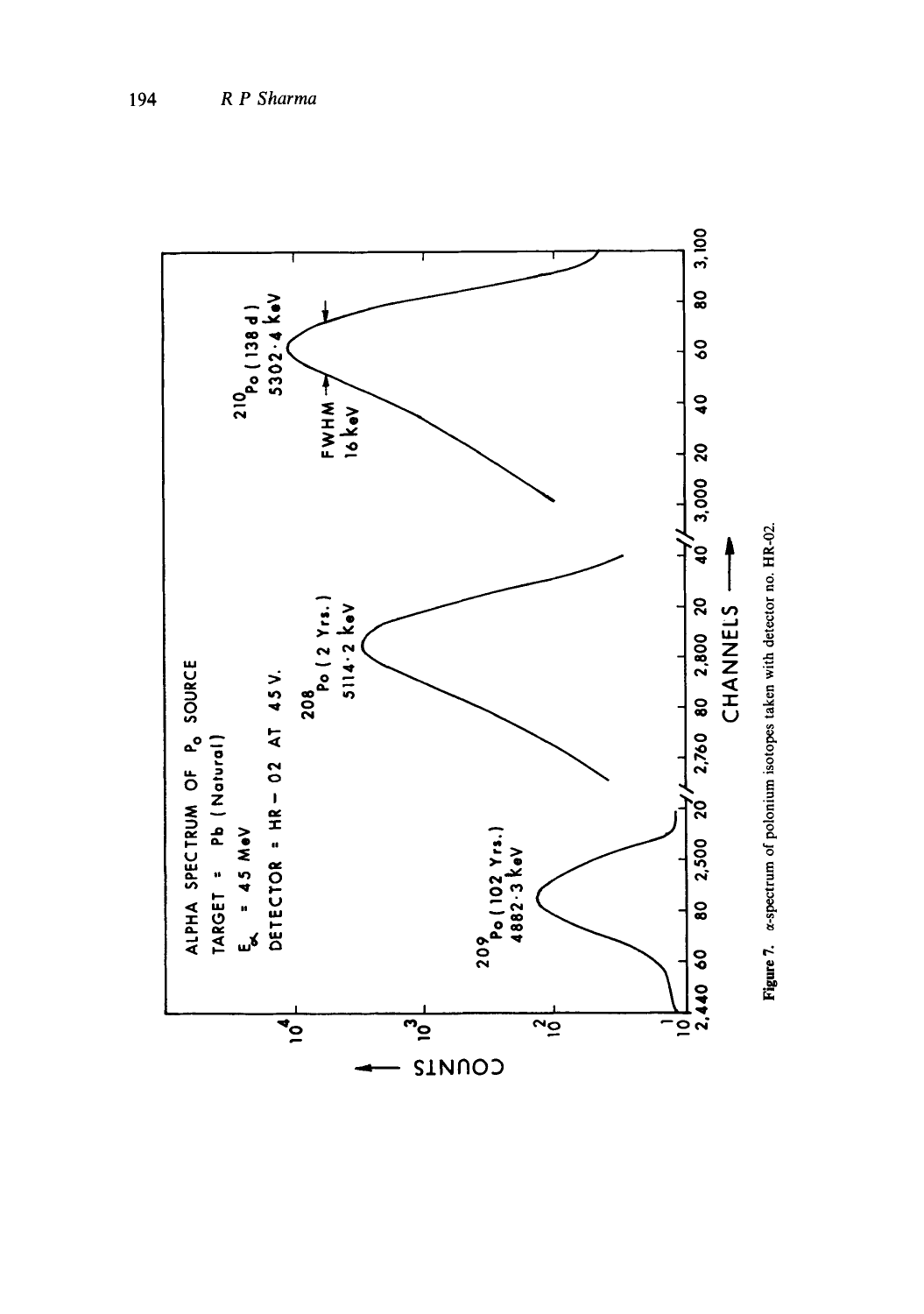ALPHA SPECTRUM OF Po SOURCE

TARGET = Pb (Natural)

$E_\alpha$ = 45 MeV

DETECTOR = HR – 02 AT 45 V.

$^{209}$Po (102 Yrs.) 4882·3 keV

$^{208}$Po (2 Yrs.) 5114·2 keV

$^{210}$Po (138 d) 5302·4 keV

FWHM 16 keV

COUNTS

CHANNELS

**Figure 7.** $\alpha$-spectrum of polonium isotopes taken with detector no. HR-02.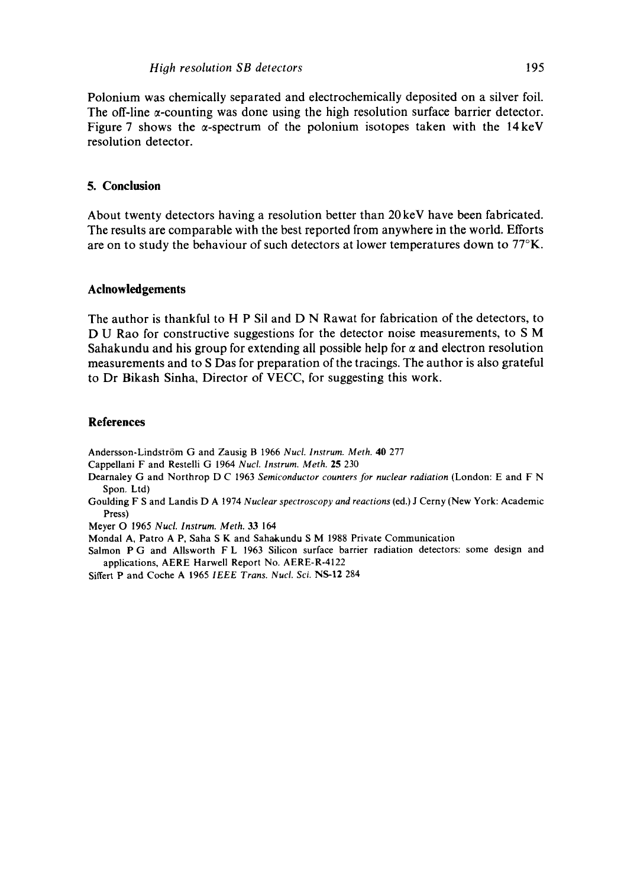Polonium was chemically separated and electrochemically deposited on a silver foil. The off-line $\alpha$-counting was done using the high resolution surface barrier detector. Figure 7 shows the $\alpha$-spectrum of the polonium isotopes taken with the 14 keV resolution detector.

## 5. Conclusion

About twenty detectors having a resolution better than 20 keV have been fabricated. The results are comparable with the best reported from anywhere in the world. Efforts are on to study the behaviour of such detectors at lower temperatures down to 77°K.

## Aclnowledgements

The author is thankful to H P Sil and D N Rawat for fabrication of the detectors, to D U Rao for constructive suggestions for the detector noise measurements, to S M Sahakundu and his group for extending all possible help for $\alpha$ and electron resolution measurements and to S Das for preparation of the tracings. The author is also grateful to Dr Bikash Sinha, Director of VECC, for suggesting this work.

## References

Andersson-Lindström G and Zausig B 1966 *Nucl. Instrum. Meth.* **40** 277

Cappellani F and Restelli G 1964 *Nucl. Instrum. Meth.* **25** 230

Dearnaley G and Northrop D C 1963 *Semiconductor counters for nuclear radiation* (London: E and F N Spon. Ltd)

Goulding F S and Landis D A 1974 *Nuclear spectroscopy and reactions* (ed.) J Cerny (New York: Academic Press)

Meyer O 1965 *Nucl. Instrum. Meth.* **33** 164

Mondal A, Patro A P, Saha S K and Sahakundu S M 1988 Private Communication

Salmon P G and Allsworth F L 1963 Silicon surface barrier radiation detectors: some design and applications, AERE Harwell Report No. AERE-R-4122

Siffert P and Coche A 1965 *IEEE Trans. Nucl. Sci.* **NS-12** 284